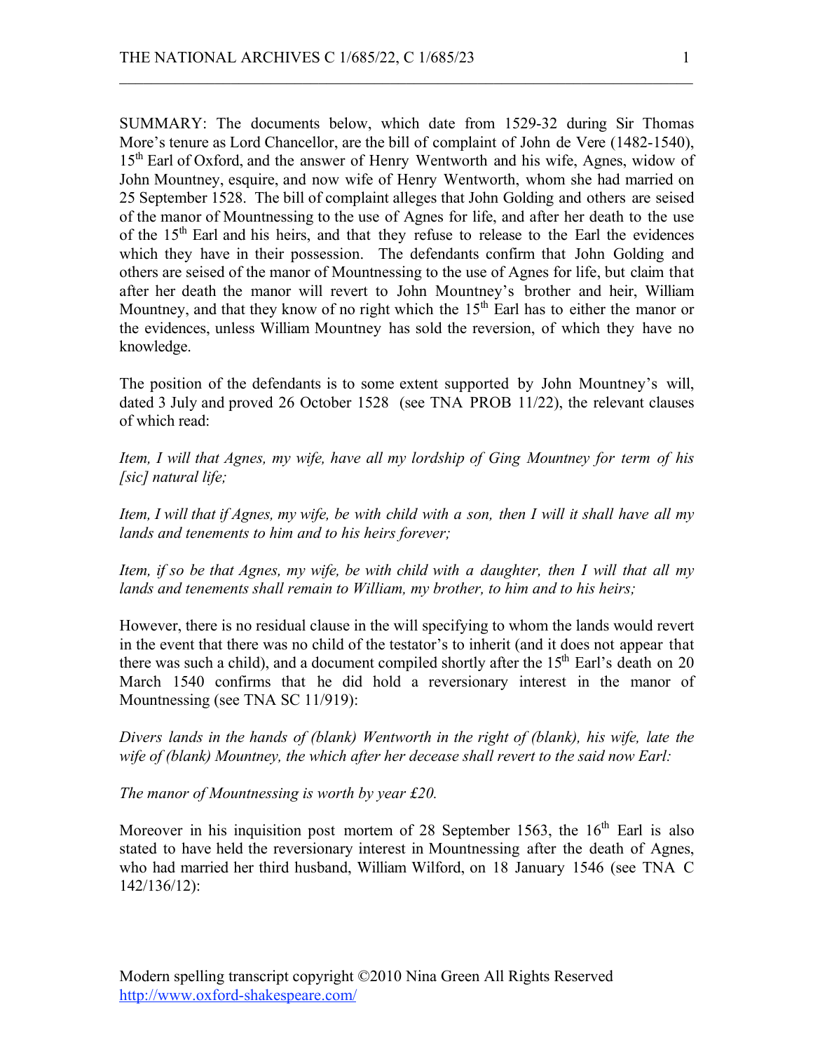SUMMARY: The documents below, which date from 1529-32 during Sir Thomas More's tenure as Lord Chancellor, are the bill of complaint of John de Vere (1482-1540), 15th Earl of Oxford, and the answer of Henry Wentworth and his wife, Agnes, widow of John Mountney, esquire, and now wife of Henry Wentworth, whom she had married on 25 September 1528. The bill of complaint alleges that John Golding and others are seised of the manor of Mountnessing to the use of Agnes for life, and after her death to the use of the 15th Earl and his heirs, and that they refuse to release to the Earl the evidences which they have in their possession. The defendants confirm that John Golding and others are seised of the manor of Mountnessing to the use of Agnes for life, but claim that after her death the manor will revert to John Mountney's brother and heir, William Mountney, and that they know of no right which the 15th Earl has to either the manor or the evidences, unless William Mountney has sold the reversion, of which they have no knowledge.

The position of the defendants is to some extent supported by John Mountney's will, dated 3 July and proved 26 October 1528 (see TNA PROB 11/22), the relevant clauses of which read:

*Item, I will that Agnes, my wife, have all my lordship of Ging Mountney for term of his [sic] natural life;*

*Item, I will that if Agnes, my wife, be with child with a son, then I will it shall have all my lands and tenements to him and to his heirs forever;*

*Item, if so be that Agnes, my wife, be with child with a daughter, then I will that all my lands and tenements shall remain to William, my brother, to him and to his heirs;*

However, there is no residual clause in the will specifying to whom the lands would revert in the event that there was no child of the testator's to inherit (and it does not appear that there was such a child), and a document compiled shortly after the 15th Earl's death on 20 March 1540 confirms that he did hold a reversionary interest in the manor of Mountnessing (see TNA SC 11/919):

*Divers lands in the hands of (blank) Wentworth in the right of (blank), his wife, late the wife of (blank) Mountney, the which after her decease shall revert to the said now Earl:*

*The manor of Mountnessing is worth by year £20.*

Moreover in his inquisition post mortem of 28 September 1563, the 16th Earl is also stated to have held the reversionary interest in Mountnessing after the death of Agnes, who had married her third husband, William Wilford, on 18 January 1546 (see TNA C 142/136/12):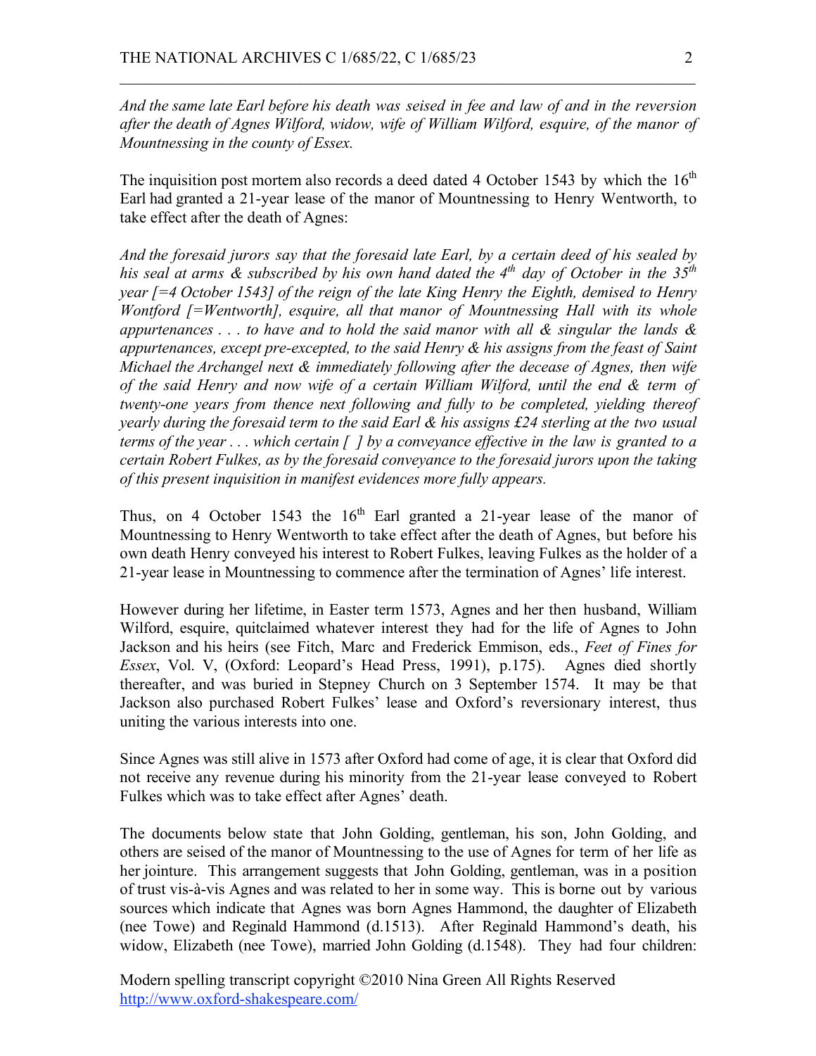*And the same late Earl before his death was seised in fee and law of and in the reversion after the death of Agnes Wilford, widow, wife of William Wilford, esquire, of the manor of Mountnessing in the county of Essex.*

The inquisition post mortem also records a deed dated 4 October 1543 by which the 16th Earl had granted a 21-year lease of the manor of Mountnessing to Henry Wentworth, to take effect after the death of Agnes:

*And the foresaid jurors say that the foresaid late Earl, by a certain deed of his sealed by his seal at arms & subscribed by his own hand dated the 4th day of October in the 35th year [=4 October 1543] of the reign of the late King Henry the Eighth, demised to Henry Wontford [=Wentworth], esquire, all that manor of Mountnessing Hall with its whole appurtenances . . . to have and to hold the said manor with all & singular the lands & appurtenances, except pre-excepted, to the said Henry & his assigns from the feast of Saint Michael the Archangel next & immediately following after the decease of Agnes, then wife of the said Henry and now wife of a certain William Wilford, until the end & term of twenty-one years from thence next following and fully to be completed, yielding thereof yearly during the foresaid term to the said Earl & his assigns £24 sterling at the two usual terms of the year . . . which certain [ ] by a conveyance effective in the law is granted to a certain Robert Fulkes, as by the foresaid conveyance to the foresaid jurors upon the taking of this present inquisition in manifest evidences more fully appears.*

Thus, on 4 October 1543 the 16th Earl granted a 21-year lease of the manor of Mountnessing to Henry Wentworth to take effect after the death of Agnes, but before his own death Henry conveyed his interest to Robert Fulkes, leaving Fulkes as the holder of a 21-year lease in Mountnessing to commence after the termination of Agnes' life interest.

However during her lifetime, in Easter term 1573, Agnes and her then husband, William Wilford, esquire, quitclaimed whatever interest they had for the life of Agnes to John Jackson and his heirs (see Fitch, Marc and Frederick Emmison, eds., *Feet of Fines for Essex*, Vol. V, (Oxford: Leopard's Head Press, 1991), p.175). Agnes died shortly thereafter, and was buried in Stepney Church on 3 September 1574. It may be that Jackson also purchased Robert Fulkes' lease and Oxford's reversionary interest, thus uniting the various interests into one.

Since Agnes was still alive in 1573 after Oxford had come of age, it is clear that Oxford did not receive any revenue during his minority from the 21-year lease conveyed to Robert Fulkes which was to take effect after Agnes' death.

The documents below state that John Golding, gentleman, his son, John Golding, and others are seised of the manor of Mountnessing to the use of Agnes for term of her life as her jointure. This arrangement suggests that John Golding, gentleman, was in a position of trust vis-à-vis Agnes and was related to her in some way. This is borne out by various sources which indicate that Agnes was born Agnes Hammond, the daughter of Elizabeth (nee Towe) and Reginald Hammond (d.1513). After Reginald Hammond's death, his widow, Elizabeth (nee Towe), married John Golding (d.1548). They had four children: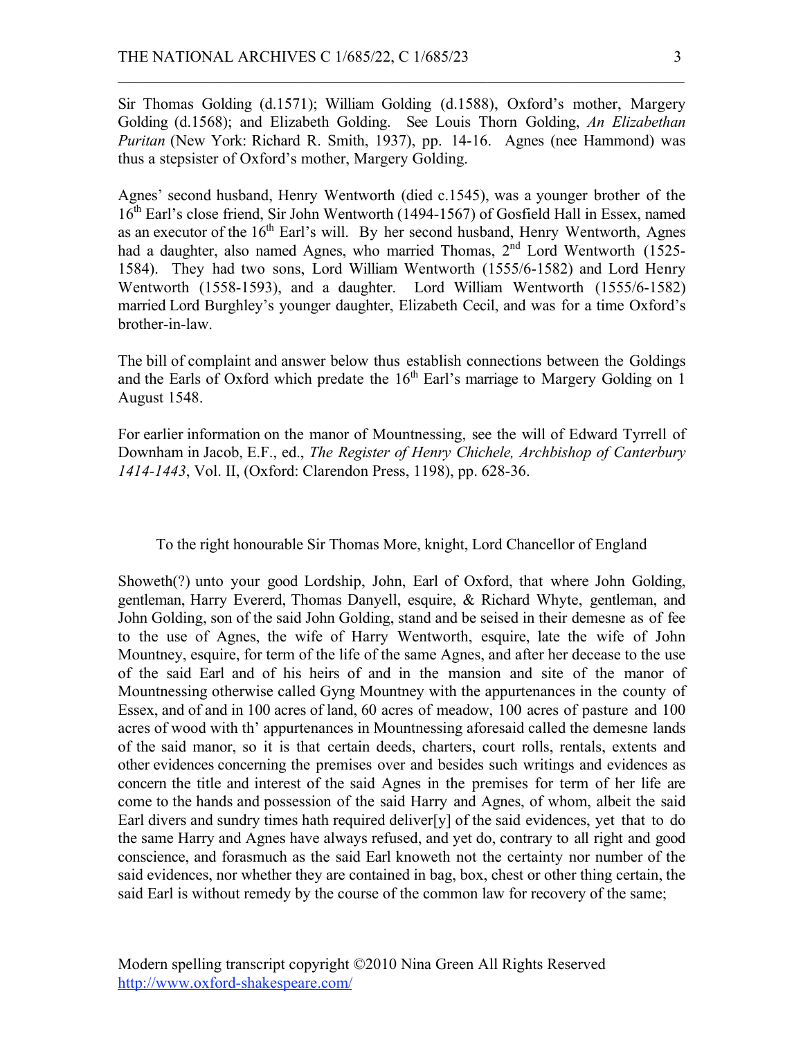Sir Thomas Golding (d.1571); William Golding (d.1588), Oxford's mother, Margery Golding (d.1568); and Elizabeth Golding. See Louis Thorn Golding, *An Elizabethan Puritan* (New York: Richard R. Smith, 1937), pp. 14-16. Agnes (nee Hammond) was thus a stepsister of Oxford's mother, Margery Golding.

Agnes' second husband, Henry Wentworth (died c.1545), was a younger brother of the 16th Earl's close friend, Sir John Wentworth (1494-1567) of Gosfield Hall in Essex, named as an executor of the 16th Earl's will. By her second husband, Henry Wentworth, Agnes had a daughter, also named Agnes, who married Thomas, 2nd Lord Wentworth (1525-1584). They had two sons, Lord William Wentworth (1555/6-1582) and Lord Henry Wentworth (1558-1593), and a daughter. Lord William Wentworth (1555/6-1582) married Lord Burghley's younger daughter, Elizabeth Cecil, and was for a time Oxford's brother-in-law.

The bill of complaint and answer below thus establish connections between the Goldings and the Earls of Oxford which predate the 16th Earl's marriage to Margery Golding on 1 August 1548.

For earlier information on the manor of Mountnessing, see the will of Edward Tyrrell of Downham in Jacob, E.F., ed., *The Register of Henry Chichele, Archbishop of Canterbury 1414-1443*, Vol. II, (Oxford: Clarendon Press, 1198), pp. 628-36.

To the right honourable Sir Thomas More, knight, Lord Chancellor of England

Showeth(?) unto your good Lordship, John, Earl of Oxford, that where John Golding, gentleman, Harry Ewererd, Thomas Danyell, esquire, & Richard Whyte, gentleman, and John Golding, son of the said John Golding, stand and be seised in their demesne as of fee to the use of Agnes, the wife of Harry Wentworth, esquire, late the wife of John Mountney, esquire, for term of the life of the same Agnes, and after her decease to the use of the said Earl and of his heirs of and in the mansion and site of the manor of Mountnessing otherwise called Gyng Mountney with the appurtenances in the county of Essex, and of and in 100 acres of land, 60 acres of meadow, 100 acres of pasture and 100 acres of wood with th' appurtenances in Mountnessing aforesaid called the demesne lands of the said manor, so it is that certain deeds, charters, court rolls, rentals, extents and other evidences concerning the premises over and besides such writings and evidences as concern the title and interest of the said Agnes in the premises for term of her life are come to the hands and possession of the said Harry and Agnes, of whom, albeit the said Earl divers and sundry times hath required deliver[y] of the said evidences, yet that to do the same Harry and Agnes have always refused, and yet do, contrary to all right and good conscience, and forasmuch as the said Earl knoweth not the certainty nor number of the said evidences, nor whether they are contained in bag, box, chest or other thing certain, the said Earl is without remedy by the course of the common law for recovery of the same;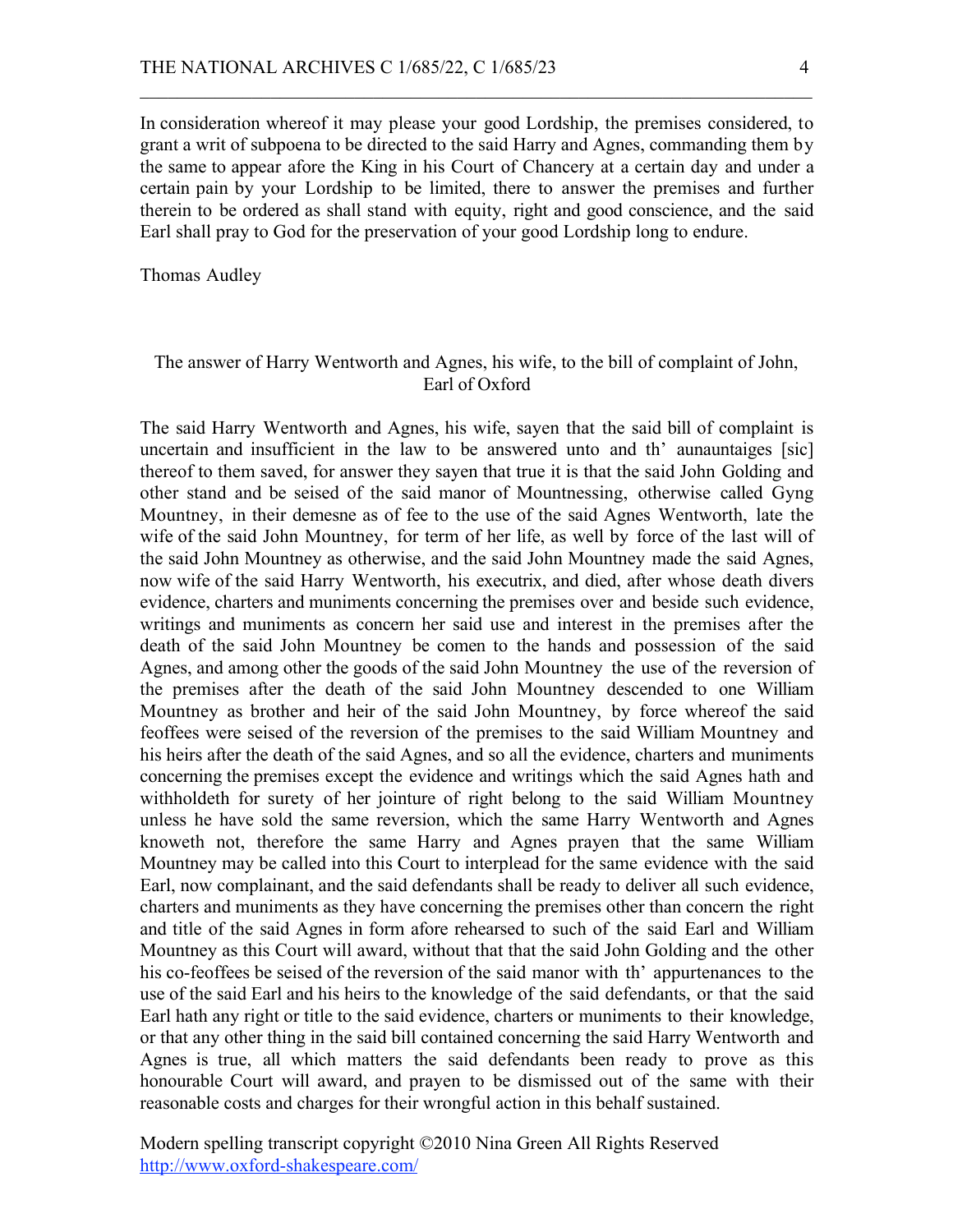In consideration whereof it may please your good Lordship, the premises considered, to grant a writ of subpoena to be directed to the said Harry and Agnes, commanding them by the same to appear afore the King in his Court of Chancery at a certain day and under a certain pain by your Lordship to be limited, there to answer the premises and further therein to be ordered as shall stand with equity, right and good conscience, and the said Earl shall pray to God for the preservation of your good Lordship long to endure.

Thomas Audley

The answer of Harry Wentworth and Agnes, his wife, to the bill of complaint of John, Earl of Oxford

The said Harry Wentworth and Agnes, his wife, sayen that the said bill of complaint is uncertain and insufficient in the law to be answered unto and th' aunauntaiges [sic] thereof to them saved, for answer they sayen that true it is that the said John Golding and other stand and be seised of the said manor of Mountnessing, otherwise called Gyng Mountney, in their demesne as of fee to the use of the said Agnes Wentworth, late the wife of the said John Mountney, for term of her life, as well by force of the last will of the said John Mountney as otherwise, and the said John Mountney made the said Agnes, now wife of the said Harry Wentworth, his executrix, and died, after whose death divers evidence, charters and muniments concerning the premises over and beside such evidence, writings and muniments as concern her said use and interest in the premises after the death of the said John Mountney be comen to the hands and possession of the said Agnes, and among other the goods of the said John Mountney the use of the reversion of the premises after the death of the said John Mountney descended to one William Mountney as brother and heir of the said John Mountney, by force whereof the said feoffees were seised of the reversion of the premises to the said William Mountney and his heirs after the death of the said Agnes, and so all the evidence, charters and muniments concerning the premises except the evidence and writings which the said Agnes hath and withholdeth for surety of her jointure of right belong to the said William Mountney unless he have sold the same reversion, which the same Harry Wentworth and Agnes knoweth not, therefore the same Harry and Agnes prayen that the same William Mountney may be called into this Court to interplead for the same evidence with the said Earl, now complainant, and the said defendants shall be ready to deliver all such evidence, charters and muniments as they have concerning the premises other than concern the right and title of the said Agnes in form afore rehearsed to such of the said Earl and William Mountney as this Court will award, without that that the said John Golding and the other his co-feoffees be seised of the reversion of the said manor with th' appurtenances to the use of the said Earl and his heirs to the knowledge of the said defendants, or that the said Earl hath any right or title to the said evidence, charters or muniments to their knowledge, or that any other thing in the said bill contained concerning the said Harry Wentworth and Agnes is true, all which matters the said defendants been ready to prove as this honourable Court will award, and prayen to be dismissed out of the same with their reasonable costs and charges for their wrongful action in this behalf sustained.